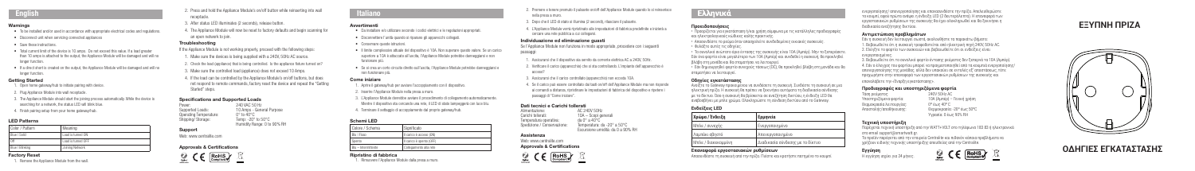# English

## Warnings

- To be installed and/or used in accordance with appropriate electrical codes and regulations.
- Disconnect unit when servicing connected appliances
- Save these instructions.
- Max current limit of the device is 10 amps. Do not exceed this value. If a load greater than 10 amps is attached to the outlet, the Appliance Module will be damaged and will no longer function.
- If a direct short is created on the output, the Appliance Module will be damaged and will no longer function.

## Getting Started

1. Open home gateway/hub to initiate pairing with device.
2. Plug Appliance Module into wall receptacle.
3. The Appliance Module should start the joining process automatically. While the device is searching for a network, the status LED will blink blue.
4. Finish setting setup from your home gateway/hub.

## LED Patterns

| Color / Pattern | Meaning |
|---|---|
| Blue Solid | Load is turned ON |
| Off | Load is turned OFF |
| Blue Blinking | Joining Network |

## Factory Reset

1. Remove the Appliance Module from the wall.
2. Press and hold the Appliance Module's on/off button while reinserting into wall receptacle.
3. After status LED illuminates (2 seconds), release button.
4. The Appliance Module will now be reset to factory defaults and begin scanning for an open network to join.

## Troubleshooting

If the Appliance Module is not working properly, proceed with the following steps:

1. Make sure the device is being supplied with a 240V, 50Hz AC source.
2. Check the load (appliance) that is being controlled. Is the appliance turned on?
3. Make sure the controlled load (appliance) does not exceed 10 Amps.
4. If the load can be controlled by the Appliance Module's on/off buttons, but does not respond to remote commands, factory reset the device and repeat the "Getting Started" steps.

## Specifications and Supported Loads

Power: 240 VAC 50 Hz
Supported Loads: 10 Amps - General Purpose
Operating Temperature: 0° to 40°C
Shipping/ Storage: Temp: -20° to 50°C
Humidity Range: 0 to 90% RH

## Support

Web: www.centralite.com

## Approvals & Certifications

# Italiano

## Avvertimenti

- Da installare e/o utilizzare secondo i codici elettrici e le regolazioni appropriati.
- Disconnettere l'unità quando si riparano gli apparecchi collegati.
- Conservare queste istruzioni.
- Il limite complessivo attuale del dispositivo è 10A. Non superare questo valore. Se un carico superiore a 10A è collocato all'uscita, l'Appliance Module potrebbe danneggiarsi e non funzionare più.
- Se si crea un corto circuito diretto sull'uscita, l'Appliance Module potrebbe danneggiarsi e non funzionare più.

## Come iniziare

1. Aprire il gateway/hub per avviare l'accoppiamento con il dispositivo.
2. Inserire l'Appliance Module nella presa a muro.
3. L'Appliance Module dovrebbe avviare il procedimento di collegamento automaticamente. Mentre il dispositivo sta cercando una rete, il LED di stato lampeggerà con luce blu.
4. Terminare il settaggio di accoppiamento dal proprio gateway/hub.

## Schemi LED

| Colore / Schema | Significato |
|---|---|
| Blu - Fisso | Il carico è acceso (ON) |
| Spento | Il carico è spento (OFF) |
| Blu - Intermittente | Collegamento alla rete |

## Ripristino di fabbrica

1. Rimuovere l'Appliance Module dalla presa a muro.
2. Premere e tenere premuto il pulsante on/off dell'Appliance Module quando lo si reinserisce nella presa a muro.
3. Dopo che il LED di stato si illumina (2 secondi), rilasciare il pulsante.
4. L'Appliance Module verrà ripristinato alle impostazioni di fabbrica predefinite e inizierà a cercare una rete pubblica a cui collegarsi.

## Individuazione ed eliminazione guasti

Se l'Appliance Module non funziona in modo appropriato, procedere con i seguenti passaggi:

1. Assicurarsi che il dispositivo sia servito da corrente elettrica AC a 240V, 50Hz.
2. Verificare il carico (apparecchio) che si sta controllando. L'impianto dell'apparecchio è acceso?
3. Assicurarsi che il carico controllato (apparecchio) non ecceda 10 Amps.
4. Se il carico può essere controllato dai tasti on/off dell'Appliance Module ma non risponde ai comandi a distanza, ripristinare le impostazioni di fabbrica del dispositivo e ripetere i passaggi di "Come iniziare".

## Dati tecnici e Carichi tollerati

Alimentazione: AC 240V 50Hz
Carichi tollerati: 10A – Scopi generali
Temperatura operativa: da 0° a 40°C
Spedizione / Conservazione: Temperatura: da -20° a 50°C
Escursione umidità: da 0 a 90% RH

## Assistenza

Web: www.centralite.com

## Approvals & Certifications

# Ελληνικά

## Προειδοποιήσεις

- Προορίζεται για εγκατάσταση ή/και χρήση σύμφωνα με τις κατάλληλες προδιαγραφές και ηλεκτρολογικούς κώδικες καλής πρακτικής.
- Αποσυνδέστε το μηχάνημα κατα την συντήρηση συνδεδεμένων συσκευών.
- Φυλάξτε αυτές τις οδηγίες.
- Το συνολικό ανώτατο όριο έντασης της συσκευής είναι 10A (Αμπέρ). Μην το ξεπεράσετε. Εάν συνδεθεί φορτίο μεγαλύτερο των 10A (Αμπέρ) και συνδεθεί η συσκευή, θα προκληθεί βλάβη στη μονάδα και θα σταματήσει να λειτουργεί.
- Εάν δημιουργηθεί άμεσο συνεχές ρεύμα (DC), θα προκληθεί βλάβη στη μονάδα και θα σταματήσει να λειτουργεί.

## Οδηγίες εγκατάστασης

Ανοίξτε το Gateway προκειμένου να συνδέσετε τη συσκευή. Συνδέστε τη συσκευή σε μια ηλεκτρική πρίζα. Η συσκευή θα αρχίσει να ξεκινήσει αυτόματα τη διαδικασία σύνδεσης με το δίκτυο. Όσο βρίσκεται σε αναζήτηση δικτύου, η ένδειξη LED θα αναβοσβήνει σε μπλε χρώμα. Ολοκληρώστε τη σύνδεση δικτύου από το Gateway.

## Ενδείξεις LED

| Χρώμα / Ένδειξη | Ερμηνεία |
|---|---|
| Μπλε / Συνεχής | Ενεργοποιημένο |
| Λαμπάκι σβηστό | Απενεργοποιημένο |
| Μπλε / Αναβοσβήνει | Διαδικασία σύνδεσης με το δίκτυο |

## Επαναφορά εργοστασιακών ρυθμίσεων

Αποσυνδέστε τη συσκευή από την πρίζα. Πατήστε και κρατήστε πατημένο το κουμπί ενεργοποίησης / απενεργοποίησης και επανασυνδέστε την πρίζα. Αφού ανάψει το λαμπάκι, αφήστε το κουμπί. Η συσκευή θα επανέλθει στις εργοστασιακές ρυθμίσεις και θα αναζητήσει νέο δίκτυο. Θα επανέλθει στις εργοστασιακές ρυθμίσεις της και ξεκινήσει η διαδικασία αναζήτησης δικτύου.

## Αντιμετώπιση προβλημάτων

Εάν η συσκευή δεν λειτουργεί σωστά, ακολουθήστε τα παρακάτω βήματα:

1. Βεβαιωθείτε ότι η συσκευή τροφοδοτείται από ηλεκτρική παροχή 240V, 50Hz AC.
2. Ελέγξτε το φορτίο που συνδέεται και βεβαιωθείτε ότι οι ενδείξεις είναι ενεργοποιημένες.
3. Βεβαιωθείτε ότι το συνολικό φορτίο ισχύος μηχανής δεν ξεπερνά τα 10Α (Αμπέρ).
4. Εάν ο έλεγχος του φορτίου μπορεί να πραγματοποιηθεί από τα κουμπιά ενεργοποίησης / απενεργοποίησης της μονάδας, αλλά δεν υπακούει σε εντολές εξ αποστάσεως, τότε προχωρήστε στην επαναφορά των εργοστασιακών ρυθμίσεων της συσκευής και επαναλάβετε την «Εναρξη εγκατάστασης».

## Προδιαγραφές και υποστηριζόμενα φορτία

Τάση ρεύματος: 240V 50Hz AC
Υποστηριζόμενα φορτία: 10A (Αμπέρ) – Γενική χρήση
Θερμοκρασία λειτουργίας: 0° έως 40°C
Αποστολή/αποθήκευση: Θερμοκρασία: -20° έως 50°C
Υγρασία: 0 έως 90% RH

## Τεχνική υποστήριξη

Παρέχεται τεχνική υποστήριξη από την WATTHOLD στο τηλέφωνο 183 83 ή ηλεκτρονικά στο email support@smartvolt.gr.
Το προϊόν παρέχεται από την εταιρεία Centralite και πιθανόν κάποια προβλήματα να χρήζουν ειδικής τεχνικής υποστήριξης απευθείας από την Centralite.

## Εγγύηση

Η εγγύηση ισχύει για 24 μήνες.

# ΕΞΥΠΝΗ ΠΡΙΖΑ

# ΟΔΗΓΙΕΣ ΕΓΚΑΤΑΣΤΑΣΗΣ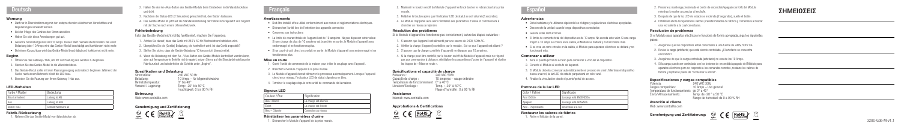# Deutsch

## Warnung

- Darf nur in Übereinstimmung mit den entsprechenden elektrischen Vorschriften und Regelungen verwendet werden.
- Bei der Pflege des Gerätes den Strom abstellen.
- Halten Sie sich diese Anweisungen griff auf.
- Gesamte Stromabsgrenze von 10 Amps. Diesen Wert niemals überschreiten. Bei einer Belastung über 10 Amps wird das Geräte-Modul beschädigt und funktioniert nicht mehr.
- Bei einem Kurzschluss wird das Geräte-Modul beschädigt und funktioniert nicht mehr.

## Beginn

1. Öffnen Sie das Gateway / Hub, um mit der Paarung des Gerätes zu beginnen.
2. Stecken Sie das Geräte-Modul in die Wandsteckdose.
3. Das Geräte-Modul sollte mit dem Paarungsvorgang automatisch beginnen. Während der Suche nach einem Netzwerk blinkt die LED blau.
4. Beenden Sie die Paarung von Ihrem Gateway / Hub aus.

## LED-Verhalten

| Farbe / Muster | Bedeutung |
| --- | --- |
| Blau / anhaltend | Ladung ist AN |
| Aus | Ladung ist AUS |
| Blinkt blau | Sucht Netzwerk ab |

## Fabrik-Rücksetzung

1. Nehmen Sie das Geräte-Modul vom Wandstecker ab.
2. Halten Sie den An-/Aus-Button des Geräte-Moduls beim Einstecken in die Wandsteckdose gedrückt.
3. Nachdem die Status-LED (2 Sekunden) geleuchtet hat, den Button loslassen.
4. Das Geräte-Modul ist jetzt auf die Standardeinstellung der Fabrik zurückgesetzt und beginnt mit der Suche nach einem offenen Netzwerk.

## Fehlerbehebung

Falls das Geräte-Modul nicht richtig funktioniert, machen Sie Folgendes:

1. Achten Sie darauf, dass das Gerät mit 240 V 50 Hz Wechselstrom betrieben wird.
2. Überprüfen Sie die (Geräte) Belastung; Ist kontrolliert wird. Ist das Gerät angestellt?
3. Stellen Sie sicher, dass die Geräte-Belastung 10 Amps nicht überschreitet.
4. Wenn die Belastung mit dem An- / Aus-Button des Geräte-Moduls kontrolliert werden kann, aber auf Fernsteuerbefehle (Befehle nicht reagiert), setzen Sie es auf die Standardeinstellung der Fabrik zurück und wiederholen die Schritte unter „Beginn".

## Spezifikation und Belastung

Stromstärke: 240 VAC 50 Hz
Belastung: 10 Amps – für Allgemeinzwecke
Betriebstemperatur: 0° bis 40°
Versand / Lagerung: Temp.: -20° bis 50°C
Feuchtigkeit: 0 bis 90 % RH

## Betreuung

Web: www.centralite.com

## Genehmigung und Zertifizierung

# Français

## Avertissements

- Doit être installé et/ou utilisé conformément aux normes et réglementations électriques.
- Débranchez l'unité lors de l'entretien des dispositifs électriques.
- Conservez ces instructions.
- La limite de courant totale de l'appareil est de 10 ampères. Ne pas dépasser cette valeur. Si une charge de plus de 10 ampères est branchée en sortie, le Module d'appareil sera endommagé et ne fonctionnera plus.
- Si un court-circuit devait se produire en sortie, le Module d'appareil sera endommagé et ne fonctionnera plus.

## Mise en route

1. Ouvrir l'unité de commande de la maison pour initier le couplage avec l'appareil.
2. Brancher le Module d'appareil à la prise murale.
3. Le Module d'appareil devrait démarrer le processus automatiquement. Lorsque l'appareil cherche un réseau, l'indicateur LED de statut clignotera en bleu.
4. Terminer le couplage depuis votre unité de commande de la maison.

## Signaux LED

| Couleur / État | Signification |
| --- | --- |
| Bleu / Allumé | La charge est allumée |
| Éteint | La charge est éteinte |
| Bleu – Clignote | Connexion au réseau |

## Réinitialiser les paramètres d'usine

1. Débrancher le Module d'appareil de la prise murale.
2. Maintenir le bouton on/off du Module d'appareil enfoncé tout en le rebranchant à la prise murale.
3. Relâcher le bouton après que l'indicateur LED de statut ait scintillé (2 secondes).
4. Le Module d'appareil aura alors réinitialisé ses paramètres d'usine et commencera à chercher un réseau à rejoindre.

## Résolution des problèmes

Si le Module d'appareil ne fonctionne pas correctement, suivre les étapes suivantes :

1. S'assurer que l'appareil est alimenté par une source de 240V, 50Hz AC.
2. Vérifier la charge (l'appareil) contrôlée par le module ; Est-ce que l'appareil est allumé ?
3. S'assurer que la charge contrôlée (l'appareil) ne dépasse pas 10 ampères.
4. Si la charge peut être contrôlée par le bouton on/off du Module d'appareil mais ne répond pas aux commandes à distance, réinitialiser les paramètres d'usine de l'appareil et répéter les étapes de « Mise en route ».

## Spécifications et capacité de charge

Puissance : 240 VAC 50Hz
Capacité de charge : 10 ampères – usage ordinaire
Température de fonctionnement : 0° à 40°
Livraison/Stockage : Temp. : -20° à 50°C
Plage d'humidité : 0 à 90 % RH

## Assistance

Internet : www.centralite.com

## Approbations & Certifications

# Español

## Advertencias

- Debe instalarse y/o utilizarse siguiendo los códigos y regulaciones eléctricas apropiadas.
- Desconecte la unidad cuando tenga dispositivos conectados.
- Guarde estas instrucciones.
- El límite de corriente total del dispositivo es de 10 amps. No exceda este valor. Si una carga mayor a 10 amps se coloca en la salida, el Módulo se dañará y no funcionará más.
- Si se crea un corto circuito en la salida, el Módulo para aparatos eléctricos se dañará y no funcionará más.

## Comenzar a utilizar

1. Abra el puerto/portal de acceso para comenzar a vincular el dispositivo.
2. Conecte el Módulo al enchufe de la pared.
3. El Módulo debería comenzar automáticamente el proceso de unión. Mientras el dispositivo busca una red, la luz LED de estado parpadeará en color azul.
4. Finalice la vinculación desde el puerto/portal de acceso.

## Patrones de la luz LED

| Color / Patrón | Significado |
| --- | --- |
| Azul Sólido | La carga está ENCENDIDA |
| Apagado | La carga está APAGADA |
| Azul – Parpadeante | Búsqueda de la red |

## Restaurar los valores de fábrica

1. Retire el Módulo de la pared.
2. Presione y mantenga presionado el botón de encendido/apagado (on/off) del Módulo mientras lo vuelve a conectar al enchufe.
3. Después de que la luz LED de estado se encienda (2 segundos), suelte el botón.
4. El Módulo ahora recuperará los valores predeterminados de fábrica y comenzará a buscar una red abierta a la cual conectarse.

## Resolución de problemas

Si el Módulo para aparatos eléctricos no funciona de forma apropiada, siga los siguientes pasos:

1. Asegúrese que los dispositivos estén conectados a una fuente de 240V, 50Hz CA.
2. Revise la carga (artefacto) que está siendo controlada. ¿El artefacto se encuentra encendido?
3. Asegúrese de que la carga controlada (artefacto) no exceda los 10 amps.
4. Si la carga puede ser controlada con los botones de encendido/apagado del Módulo para aparatos eléctricos pero no responde a los comandos remotos, restaure los valores de fábrica y repita los pasos de "Comenzar a utilizar".

## Especificaciones y cargas compatibles

Potencia: 240 VAC 50Hz
Cargas compatibles: 10 Amps – Uso general
Temperatura de funcionamiento: de 0° a 40°
Envío/ Almacenamiento: Temp. de -20° a 50 °C
Rango de humedad: de 0 a 90 % RH

## Atención al cliente

Web: www.centralite.com

## Genehmigung und Zertifizierung:

# ΣΗΜΕΙΩΣΕΙΣ

3200-Gde-M-v1.1